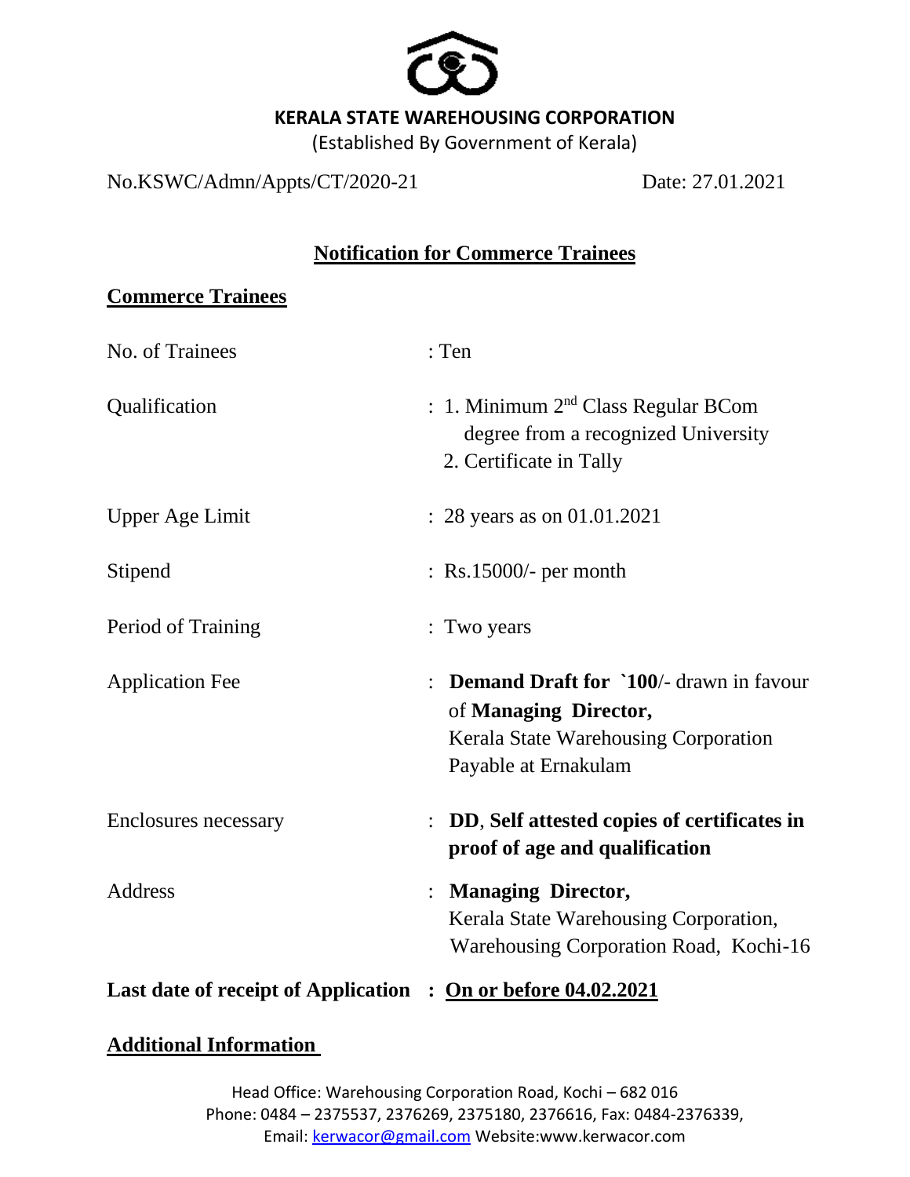**KERALA STATE WAREHOUSING CORPORATION**

(Established By Government of Kerala)

No.KSWC/Admn/Appts/CT/2020-21 Date: 27.01.2021

## Notification for Commerce Trainees

### Commerce Trainees

| | |
|---|---|
| No. of Trainees | : Ten |
| Qualification | : 1. Minimum 2nd Class Regular BCom degree from a recognized University<br>2. Certificate in Tally |
| Upper Age Limit | : 28 years as on 01.01.2021 |
| Stipend | : Rs.15000/- per month |
| Period of Training | : Two years |
| Application Fee | : **Demand Draft for `100**/- drawn in favour of **Managing Director,** Kerala State Warehousing Corporation Payable at Ernakulam |
| Enclosures necessary | : **DD**, **Self attested copies of certificates in proof of age and qualification** |
| Address | : **Managing Director,** Kerala State Warehousing Corporation, Warehousing Corporation Road, Kochi-16 |
| **Last date of receipt of Application** | **: On or before 04.02.2021** |

### Additional Information

Head Office: Warehousing Corporation Road, Kochi – 682 016
Phone: 0484 – 2375537, 2376269, 2375180, 2376616, Fax: 0484-2376339,
Email: kerwacor@gmail.com Website:www.kerwacor.com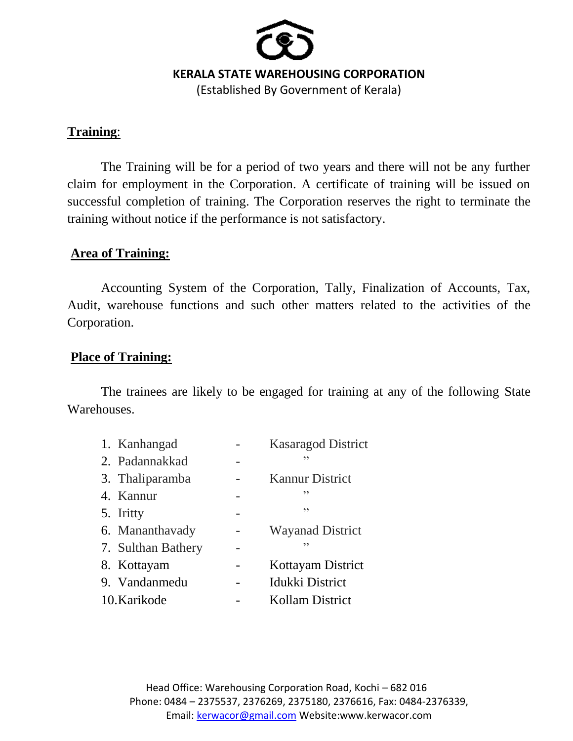**KERALA STATE WAREHOUSING CORPORATION**
(Established By Government of Kerala)

**Training**:

The Training will be for a period of two years and there will not be any further claim for employment in the Corporation. A certificate of training will be issued on successful completion of training. The Corporation reserves the right to terminate the training without notice if the performance is not satisfactory.

**Area of Training:**

Accounting System of the Corporation, Tally, Finalization of Accounts, Tax, Audit, warehouse functions and such other matters related to the activities of the Corporation.

**Place of Training:**

The trainees are likely to be engaged for training at any of the following State Warehouses.

1. Kanhangad - Kasaragod District
2. Padannakkad - ”
3. Thaliparamba - Kannur District
4. Kannur - ”
5. Iritty - ”
6. Mananthavady - Wayanad District
7. Sulthan Bathery - ”
8. Kottayam - Kottayam District
9. Vandanmedu - Idukki District
10. Karikode - Kollam District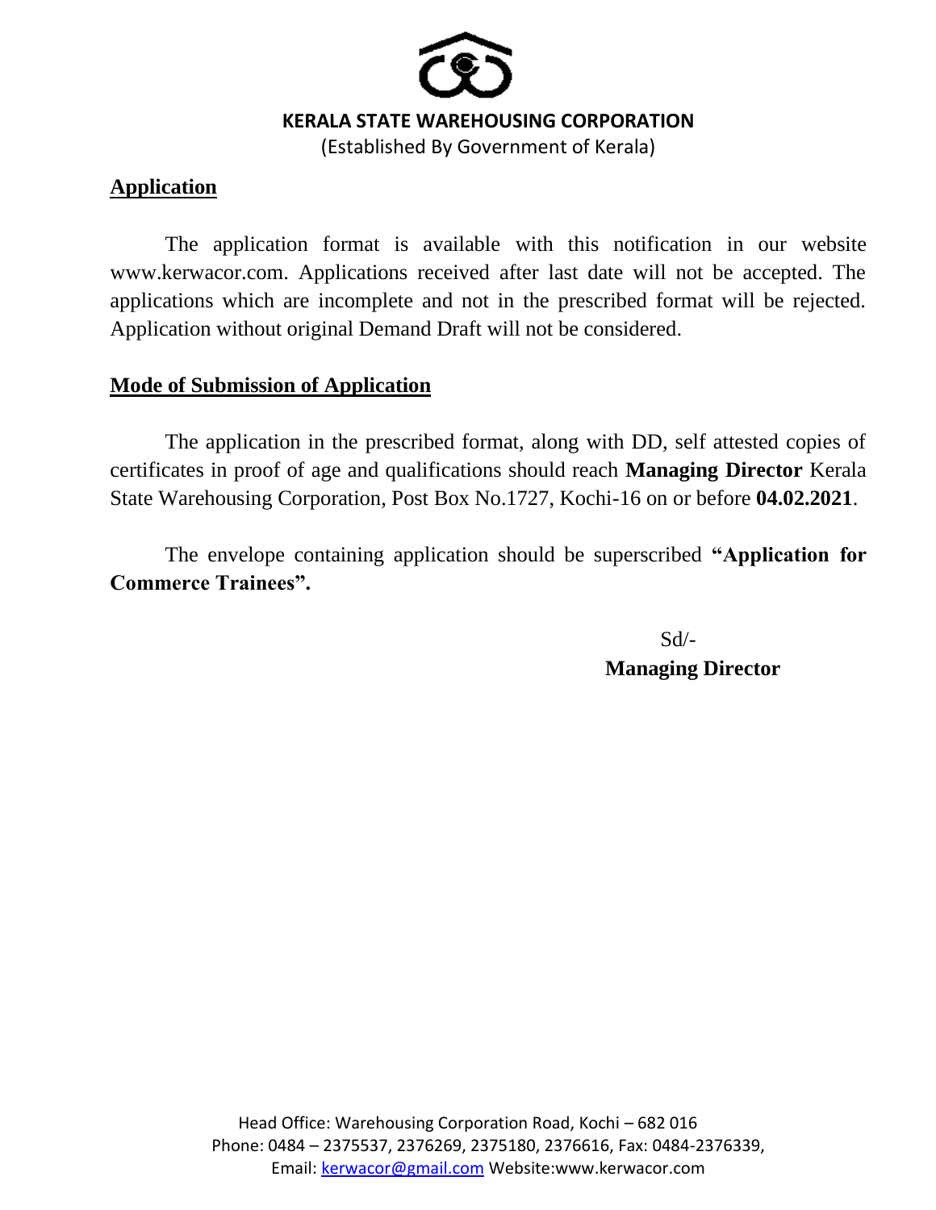**KERALA STATE WAREHOUSING CORPORATION**

(Established By Government of Kerala)

## Application

The application format is available with this notification in our website www.kerwacor.com. Applications received after last date will not be accepted. The applications which are incomplete and not in the prescribed format will be rejected. Application without original Demand Draft will not be considered.

## Mode of Submission of Application

The application in the prescribed format, along with DD, self attested copies of certificates in proof of age and qualifications should reach **Managing Director** Kerala State Warehousing Corporation, Post Box No.1727, Kochi-16 on or before **04.02.2021**.

The envelope containing application should be superscribed **"Application for Commerce Trainees".**

Sd/-

**Managing Director**

Head Office: Warehousing Corporation Road, Kochi – 682 016
Phone: 0484 – 2375537, 2376269, 2375180, 2376616, Fax: 0484-2376339,
Email: kerwacor@gmail.com Website:www.kerwacor.com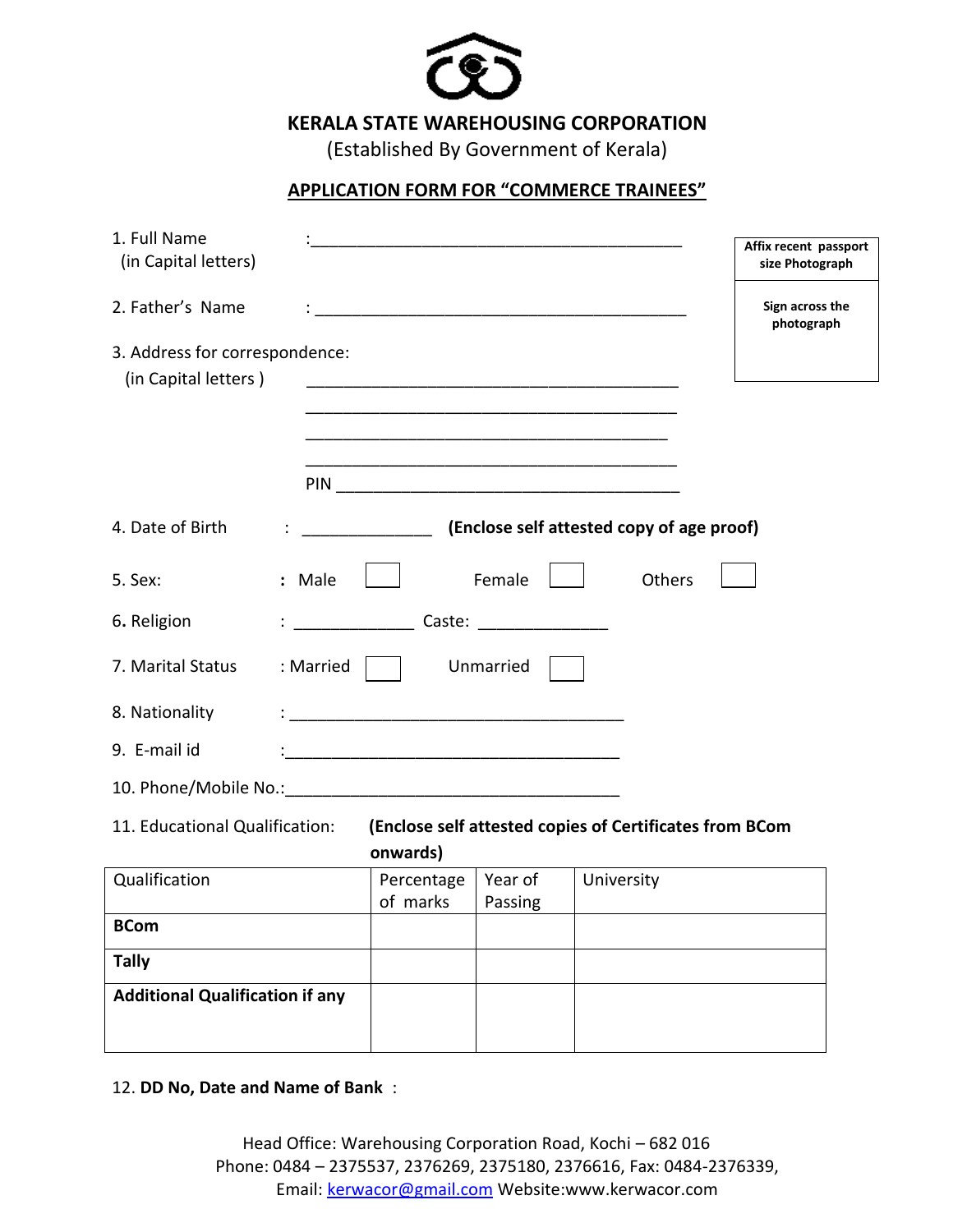# KERALA STATE WAREHOUSING CORPORATION

(Established By Government of Kerala)

## APPLICATION FORM FOR "COMMERCE TRAINEES"

| **Affix recent passport size Photograph** |
| --- |
| **Sign across the photograph** |

1. Full Name (in Capital letters) :___________________________________________

2. Father's Name : ___________________________________________

3. Address for correspondence: (in Capital letters ) ___________________________________________
___________________________________________
___________________________________________
___________________________________________
PIN ________________________________________

4. Date of Birth : ______________ **(Enclose self attested copy of age proof)**

5. Sex: **:** Male ☐ Female ☐ Others ☐

6. Religion : _____________ Caste: ______________

7. Marital Status : Married ☐ Unmarried ☐

8. Nationality : _____________________________________

9. E-mail id :_____________________________________

10. Phone/Mobile No.:_____________________________________

11. Educational Qualification: **(Enclose self attested copies of Certificates from BCom onwards)**

| Qualification | Percentage of marks | Year of Passing | University |
| --- | --- | --- | --- |
| **BCom** | | | |
| **Tally** | | | |
| **Additional Qualification if any** | | | |

12. **DD No, Date and Name of Bank** :

Head Office: Warehousing Corporation Road, Kochi – 682 016
Phone: 0484 – 2375537, 2376269, 2375180, 2376616, Fax: 0484-2376339,
Email: kerwacor@gmail.com Website:www.kerwacor.com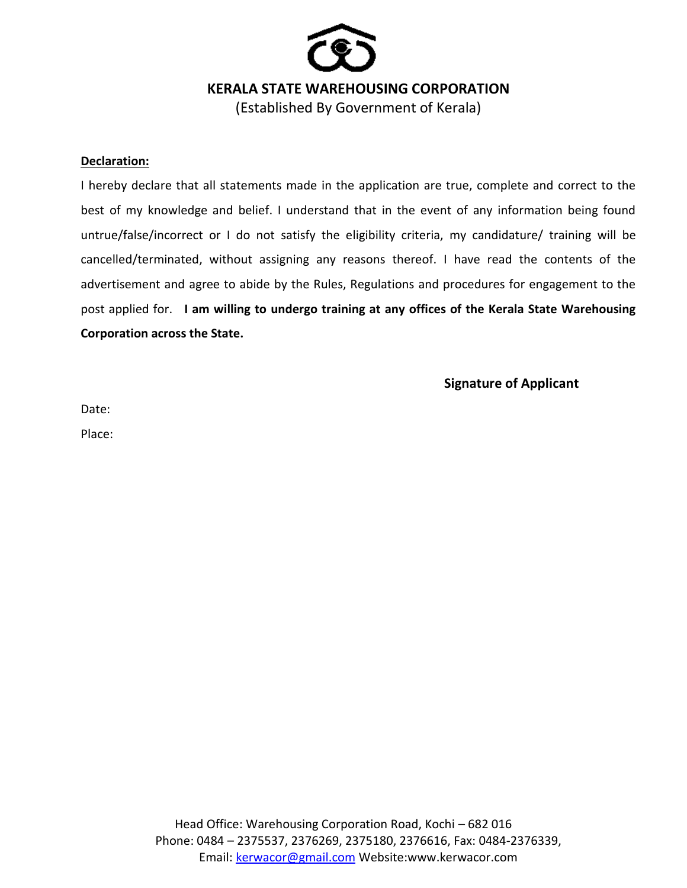**KERALA STATE WAREHOUSING CORPORATION**
(Established By Government of Kerala)

**Declaration:**

I hereby declare that all statements made in the application are true, complete and correct to the best of my knowledge and belief. I understand that in the event of any information being found untrue/false/incorrect or I do not satisfy the eligibility criteria, my candidature/ training will be cancelled/terminated, without assigning any reasons thereof. I have read the contents of the advertisement and agree to abide by the Rules, Regulations and procedures for engagement to the post applied for. **I am willing to undergo training at any offices of the Kerala State Warehousing Corporation across the State.**

**Signature of Applicant**

Date:

Place:

Head Office: Warehousing Corporation Road, Kochi – 682 016
Phone: 0484 – 2375537, 2376269, 2375180, 2376616, Fax: 0484-2376339,
Email: kerwacor@gmail.com Website:www.kerwacor.com